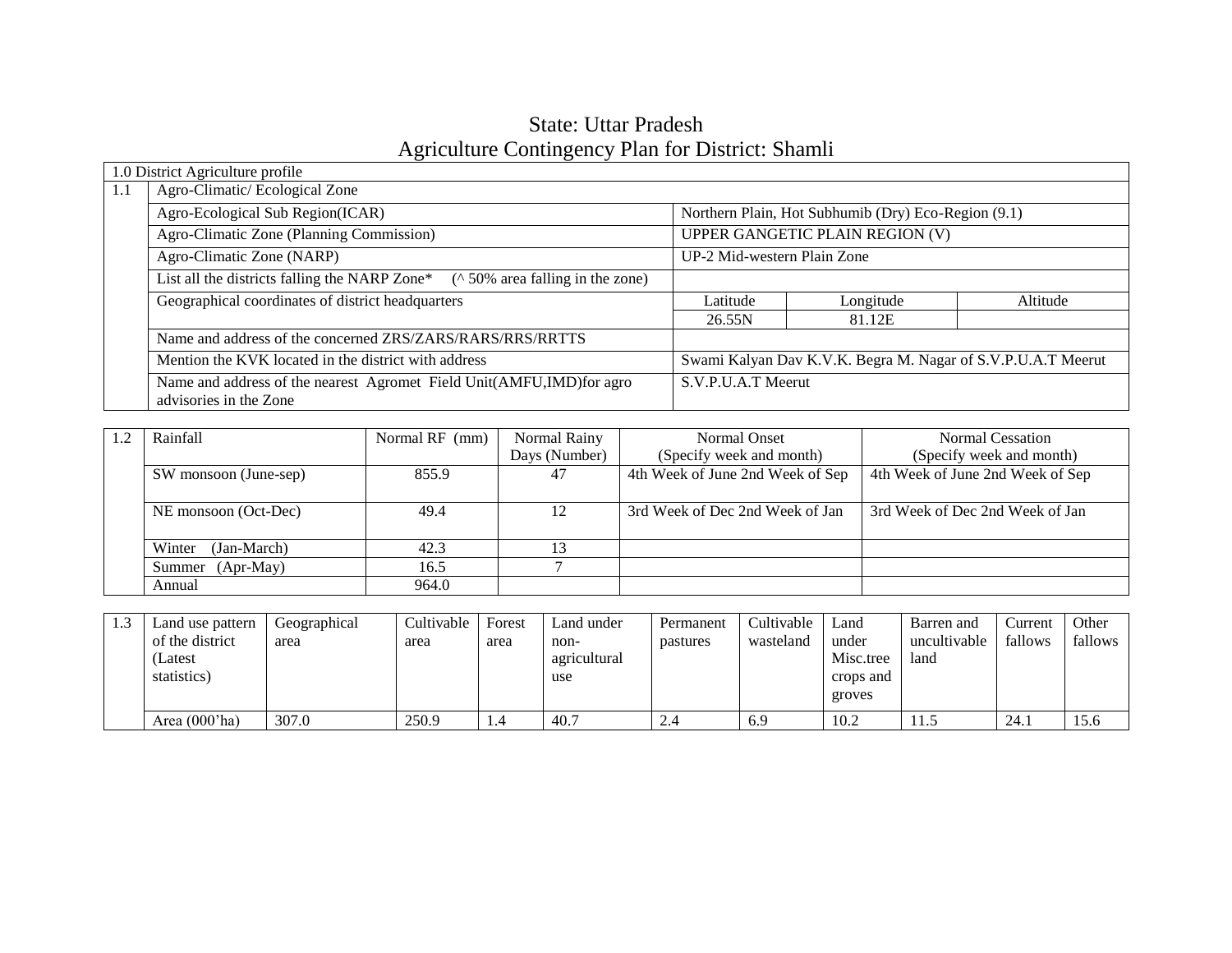# State: Uttar Pradesh

# Agriculture Contingency Plan for District: Shamli

| 1.0 District Agriculture profile | | | | |
|---|---|---|---|---|
| 1.1 | Agro-Climatic/ Ecological Zone | | | |
| | Agro-Ecological Sub Region(ICAR) | Northern Plain, Hot Subhumib (Dry) Eco-Region (9.1) | | |
| | Agro-Climatic Zone (Planning Commission) | UPPER GANGETIC PLAIN REGION (V) | | |
| | Agro-Climatic Zone (NARP) | UP-2 Mid-western Plain Zone | | |
| | List all the districts falling the NARP Zone* (^ 50% area falling in the zone) | | | |
| | Geographical coordinates of district headquarters | Latitude | Longitude | Altitude |
| | | 26.55N | 81.12E | |
| | Name and address of the concerned ZRS/ZARS/RARS/RRS/RRTTS | | | |
| | Mention the KVK located in the district with address | Swami Kalyan Dav K.V.K. Begra M. Nagar of S.V.P.U.A.T Meerut | | |
| | Name and address of the nearest Agromet Field Unit(AMFU,IMD)for agro advisories in the Zone | S.V.P.U.A.T Meerut | | |

| 1.2 | Rainfall | Normal RF (mm) | Normal Rainy Days (Number) | Normal Onset (Specify week and month) | Normal Cessation (Specify week and month) |
|---|---|---|---|---|---|
| | SW monsoon (June-sep) | 855.9 | 47 | 4th Week of June 2nd Week of Sep | 4th Week of June 2nd Week of Sep |
| | NE monsoon (Oct-Dec) | 49.4 | 12 | 3rd Week of Dec 2nd Week of Jan | 3rd Week of Dec 2nd Week of Jan |
| | Winter (Jan-March) | 42.3 | 13 | | |
| | Summer (Apr-May) | 16.5 | 7 | | |
| | Annual | 964.0 | | | |

| 1.3 | Land use pattern of the district (Latest statistics) | Geographical area | Cultivable area | Forest area | Land under non-agricultural use | Permanent pastures | Cultivable wasteland | Land under Misc.tree crops and groves | Barren and uncultivable land | Current fallows | Other fallows |
|---|---|---|---|---|---|---|---|---|---|---|---|
| | Area (000'ha) | 307.0 | 250.9 | 1.4 | 40.7 | 2.4 | 6.9 | 10.2 | 11.5 | 24.1 | 15.6 |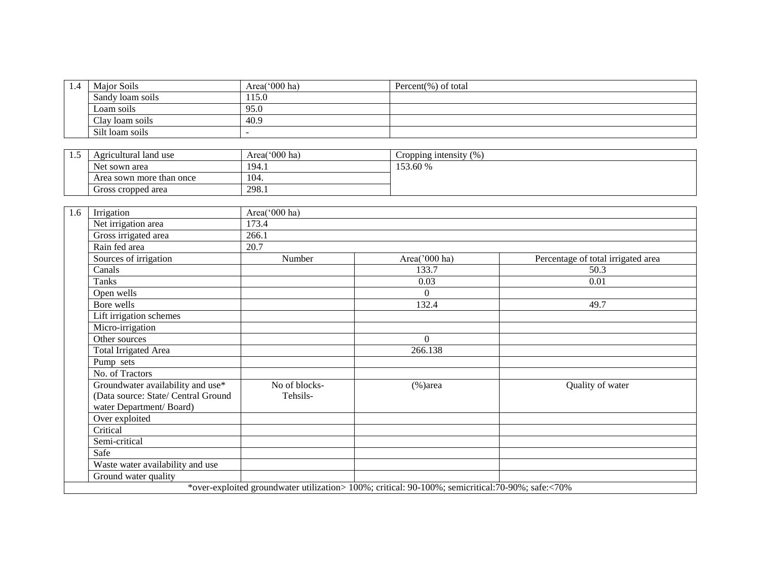| 1.4 | Major Soils | Area('000 ha) | Percent(%) of total |
|---|---|---|---|
| | Sandy loam soils | 115.0 | |
| | Loam soils | 95.0 | |
| | Clay loam soils | 40.9 | |
| | Silt loam soils | - | |

| 1.5 | Agricultural land use | Area('000 ha) | Cropping intensity (%) |
|---|---|---|---|
| | Net sown area | 194.1 | 153.60 % |
| | Area sown more than once | 104. | |
| | Gross cropped area | 298.1 | |

| 1.6 | Irrigation | Area('000 ha) | | |
|---|---|---|---|---|
| | Net irrigation area | 173.4 | | |
| | Gross irrigated area | 266.1 | | |
| | Rain fed area | 20.7 | | |
| | Sources of irrigation | Number | Area('000 ha) | Percentage of total irrigated area |
| | Canals | | 133.7 | 50.3 |
| | Tanks | | 0.03 | 0.01 |
| | Open wells | | 0 | |
| | Bore wells | | 132.4 | 49.7 |
| | Lift irrigation schemes | | | |
| | Micro-irrigation | | | |
| | Other sources | | 0 | |
| | Total Irrigated Area | | 266.138 | |
| | Pump sets | | | |
| | No. of Tractors | | | |
| | Groundwater availability and use* (Data source: State/ Central Ground water Department/ Board) | No of blocks- Tehsils- | (%)area | Quality of water |
| | Over exploited | | | |
| | Critical | | | |
| | Semi-critical | | | |
| | Safe | | | |
| | Waste water availability and use | | | |
| | Ground water quality | | | |

*over-exploited groundwater utilization> 100%; critical: 90-100%; semicritical:70-90%; safe:<70%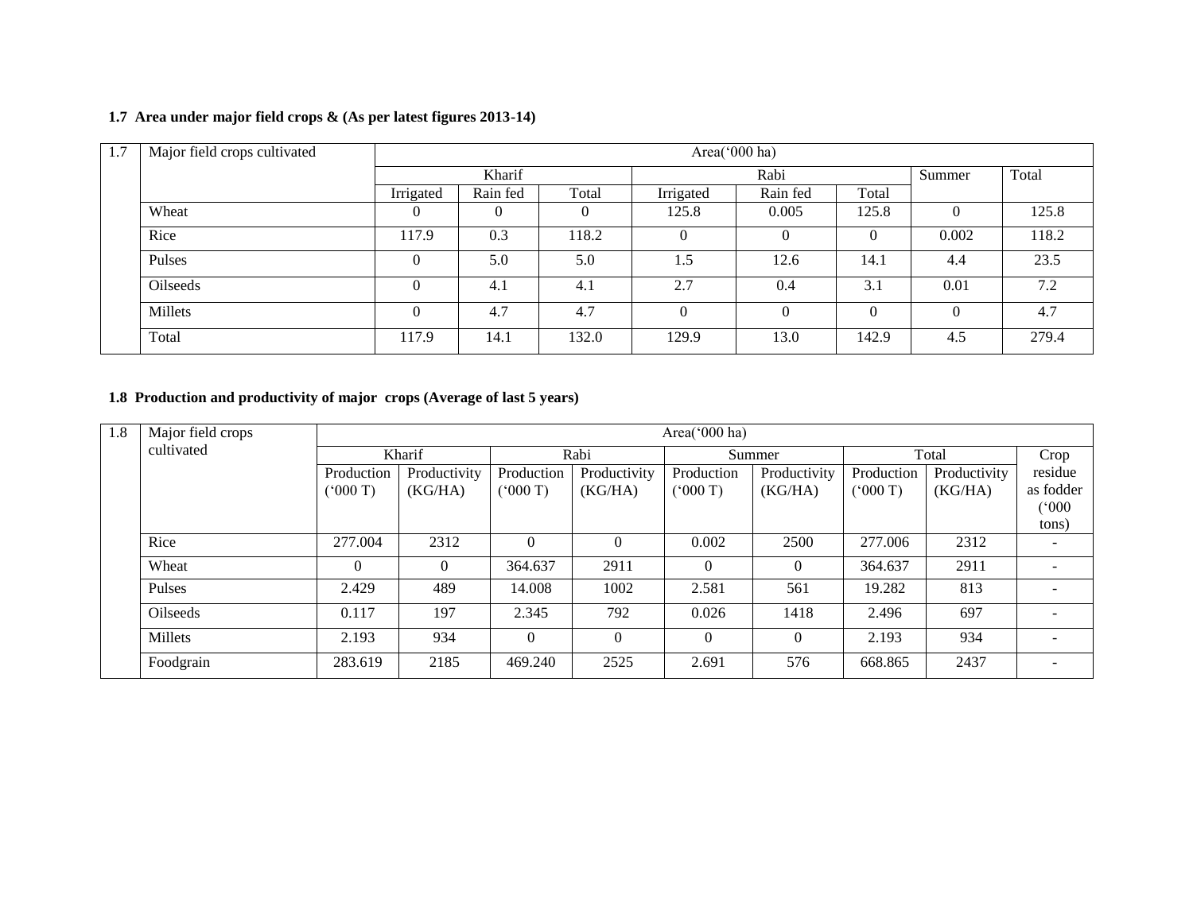**1.7 Area under major field crops & (As per latest figures 2013-14)**

| 1.7 | Major field crops cultivated | Area('000 ha) | | | | | | | |
|---|---|---|---|---|---|---|---|---|---|
| | | Kharif | | | Rabi | | | Summer | Total |
| | | Irrigated | Rain fed | Total | Irrigated | Rain fed | Total | | |
| | Wheat | 0 | 0 | 0 | 125.8 | 0.005 | 125.8 | 0 | 125.8 |
| | Rice | 117.9 | 0.3 | 118.2 | 0 | 0 | 0 | 0.002 | 118.2 |
| | Pulses | 0 | 5.0 | 5.0 | 1.5 | 12.6 | 14.1 | 4.4 | 23.5 |
| | Oilseeds | 0 | 4.1 | 4.1 | 2.7 | 0.4 | 3.1 | 0.01 | 7.2 |
| | Millets | 0 | 4.7 | 4.7 | 0 | 0 | 0 | 0 | 4.7 |
| | Total | 117.9 | 14.1 | 132.0 | 129.9 | 13.0 | 142.9 | 4.5 | 279.4 |

**1.8 Production and productivity of major crops (Average of last 5 years)**

| 1.8 | Major field crops cultivated | Area('000 ha) | | | | | | | | |
|---|---|---|---|---|---|---|---|---|---|---|
| | | Kharif | | Rabi | | Summer | | Total | | Crop residue as fodder ('000 tons) |
| | | Production ('000 T) | Productivity (KG/HA) | Production ('000 T) | Productivity (KG/HA) | Production ('000 T) | Productivity (KG/HA) | Production ('000 T) | Productivity (KG/HA) | |
| | Rice | 277.004 | 2312 | 0 | 0 | 0.002 | 2500 | 277.006 | 2312 | - |
| | Wheat | 0 | 0 | 364.637 | 2911 | 0 | 0 | 364.637 | 2911 | - |
| | Pulses | 2.429 | 489 | 14.008 | 1002 | 2.581 | 561 | 19.282 | 813 | - |
| | Oilseeds | 0.117 | 197 | 2.345 | 792 | 0.026 | 1418 | 2.496 | 697 | - |
| | Millets | 2.193 | 934 | 0 | 0 | 0 | 0 | 2.193 | 934 | - |
| | Foodgrain | 283.619 | 2185 | 469.240 | 2525 | 2.691 | 576 | 668.865 | 2437 | - |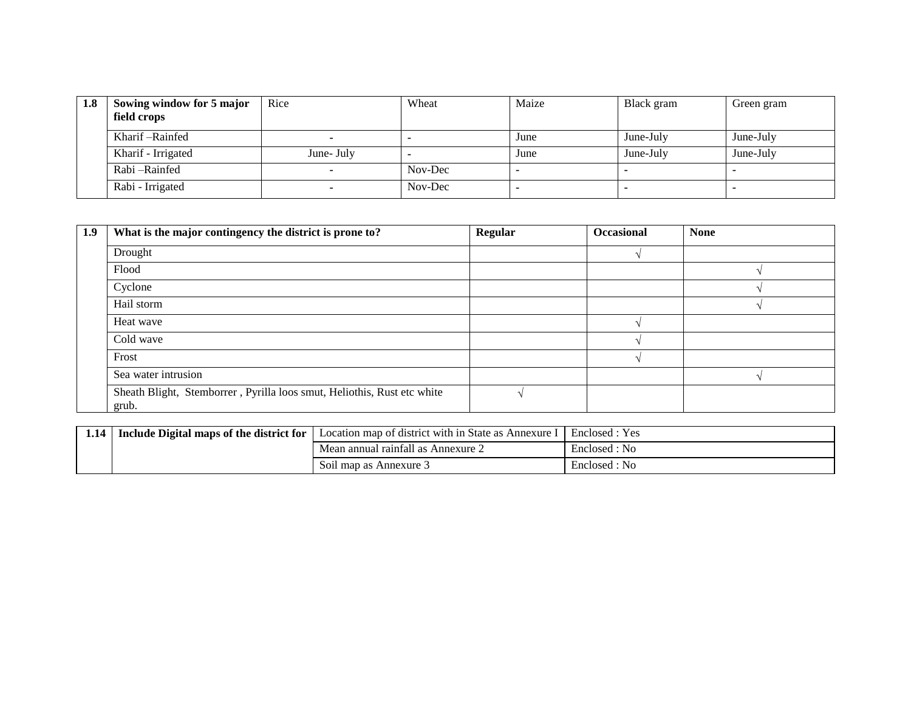| 1.8 | Sowing window for 5 major field crops | Rice | Wheat | Maize | Black gram | Green gram |
|---|---|---|---|---|---|---|
| | Kharif –Rainfed | - | - | June | June-July | June-July |
| | Kharif - Irrigated | June- July | - | June | June-July | June-July |
| | Rabi –Rainfed | - | Nov-Dec | - | - | - |
| | Rabi - Irrigated | - | Nov-Dec | - | - | - |

| 1.9 | **What is the major contingency the district is prone to?** | **Regular** | **Occasional** | **None** |
|---|---|---|---|---|
| | Drought | | √ | |
| | Flood | | | √ |
| | Cyclone | | | √ |
| | Hail storm | | | √ |
| | Heat wave | | √ | |
| | Cold wave | | √ | |
| | Frost | | √ | |
| | Sea water intrusion | | | √ |
| | Sheath Blight, Stemborrer , Pyrilla loos smut, Heliothis, Rust etc white grub. | √ | | |

| 1.14 | **Include Digital maps of the district for** | Location map of district with in State as Annexure I | Enclosed : Yes |
|---|---|---|---|
| | | Mean annual rainfall as Annexure 2 | Enclosed : No |
| | | Soil map as Annexure 3 | Enclosed : No |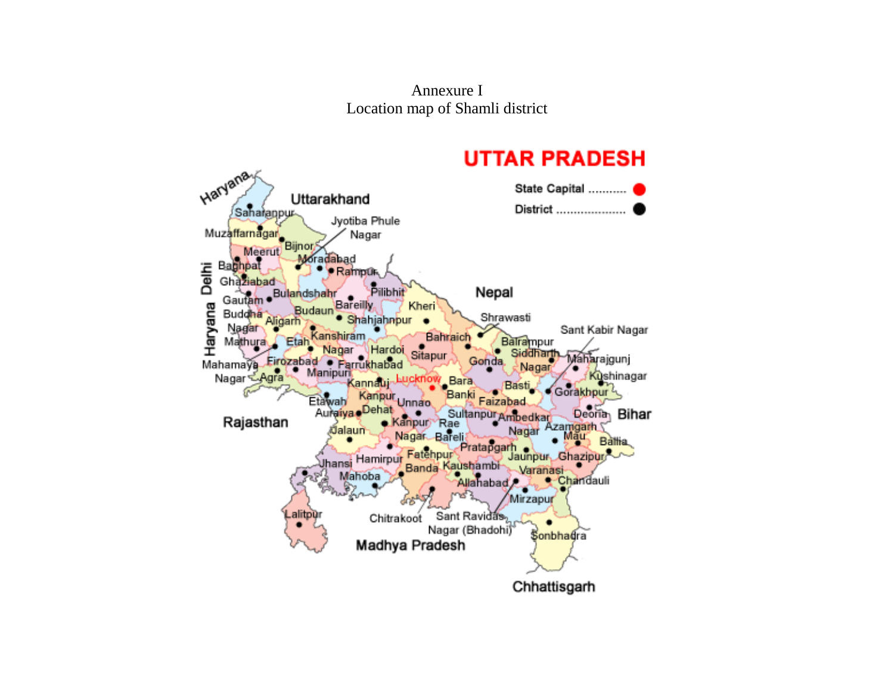Annexure I

Location map of Shamli district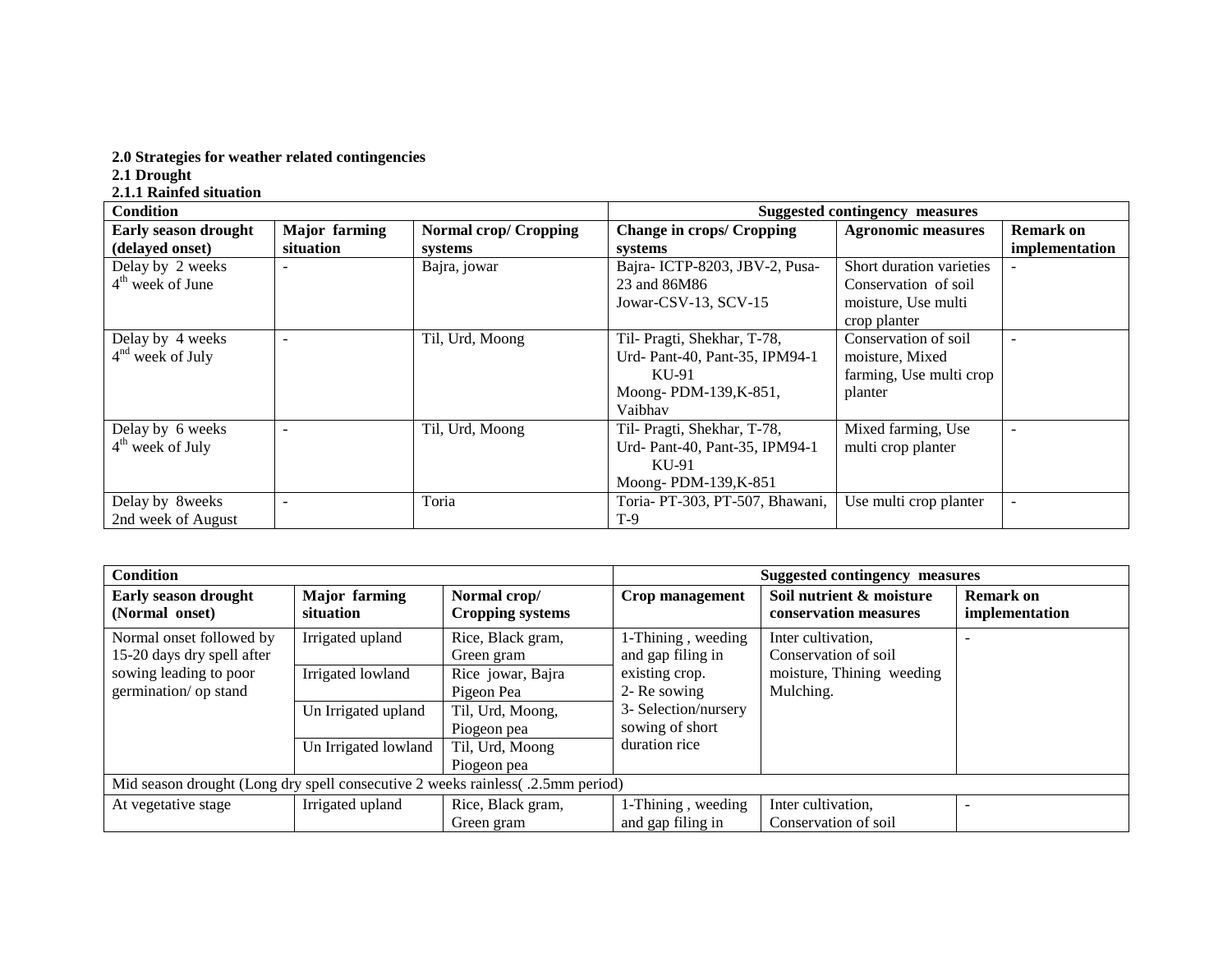**2.0 Strategies for weather related contingencies**

**2.1 Drought**

**2.1.1 Rainfed situation**

| Condition | | | Suggested contingency measures | | |
|---|---|---|---|---|---|
| **Early season drought (delayed onset)** | **Major farming situation** | **Normal crop/ Cropping systems** | **Change in crops/ Cropping systems** | **Agronomic measures** | **Remark on implementation** |
| Delay by 2 weeks 4th week of June | - | Bajra, jowar | Bajra- ICTP-8203, JBV-2, Pusa-23 and 86M86<br>Jowar-CSV-13, SCV-15 | Short duration varieties Conservation of soil moisture, Use multi crop planter | - |
| Delay by 4 weeks 4nd week of July | - | Til, Urd, Moong | Til- Pragti, Shekhar, T-78,<br>Urd- Pant-40, Pant-35, IPM94-1 KU-91<br>Moong- PDM-139,K-851, Vaibhav | Conservation of soil moisture, Mixed farming, Use multi crop planter | - |
| Delay by 6 weeks 4th week of July | - | Til, Urd, Moong | Til- Pragti, Shekhar, T-78,<br>Urd- Pant-40, Pant-35, IPM94-1 KU-91<br>Moong- PDM-139,K-851 | Mixed farming, Use multi crop planter | - |
| Delay by 8weeks 2nd week of August | - | Toria | Toria- PT-303, PT-507, Bhawani, T-9 | Use multi crop planter | - |

| Condition | | | Suggested contingency measures | | |
|---|---|---|---|---|---|
| **Early season drought (Normal onset)** | **Major farming situation** | **Normal crop/ Cropping systems** | **Crop management** | **Soil nutrient & moisture conservation measures** | **Remark on implementation** |
| Normal onset followed by 15-20 days dry spell after sowing leading to poor germination/ op stand | Irrigated upland | Rice, Black gram, Green gram | 1-Thining , weeding and gap filing in existing crop.<br>2- Re sowing<br>3- Selection/nursery sowing of short duration rice | Inter cultivation, Conservation of soil moisture, Thining weeding Mulching. | - |
| | Irrigated lowland | Rice jowar, Bajra Pigeon Pea | | | |
| | Un Irrigated upland | Til, Urd, Moong, Piogeon pea | | | |
| | Un Irrigated lowland | Til, Urd, Moong Piogeon pea | | | |
| Mid season drought (Long dry spell consecutive 2 weeks rainless( .2.5mm period) | | | | | |
| At vegetative stage | Irrigated upland | Rice, Black gram, Green gram | 1-Thining , weeding and gap filing in | Inter cultivation, Conservation of soil | - |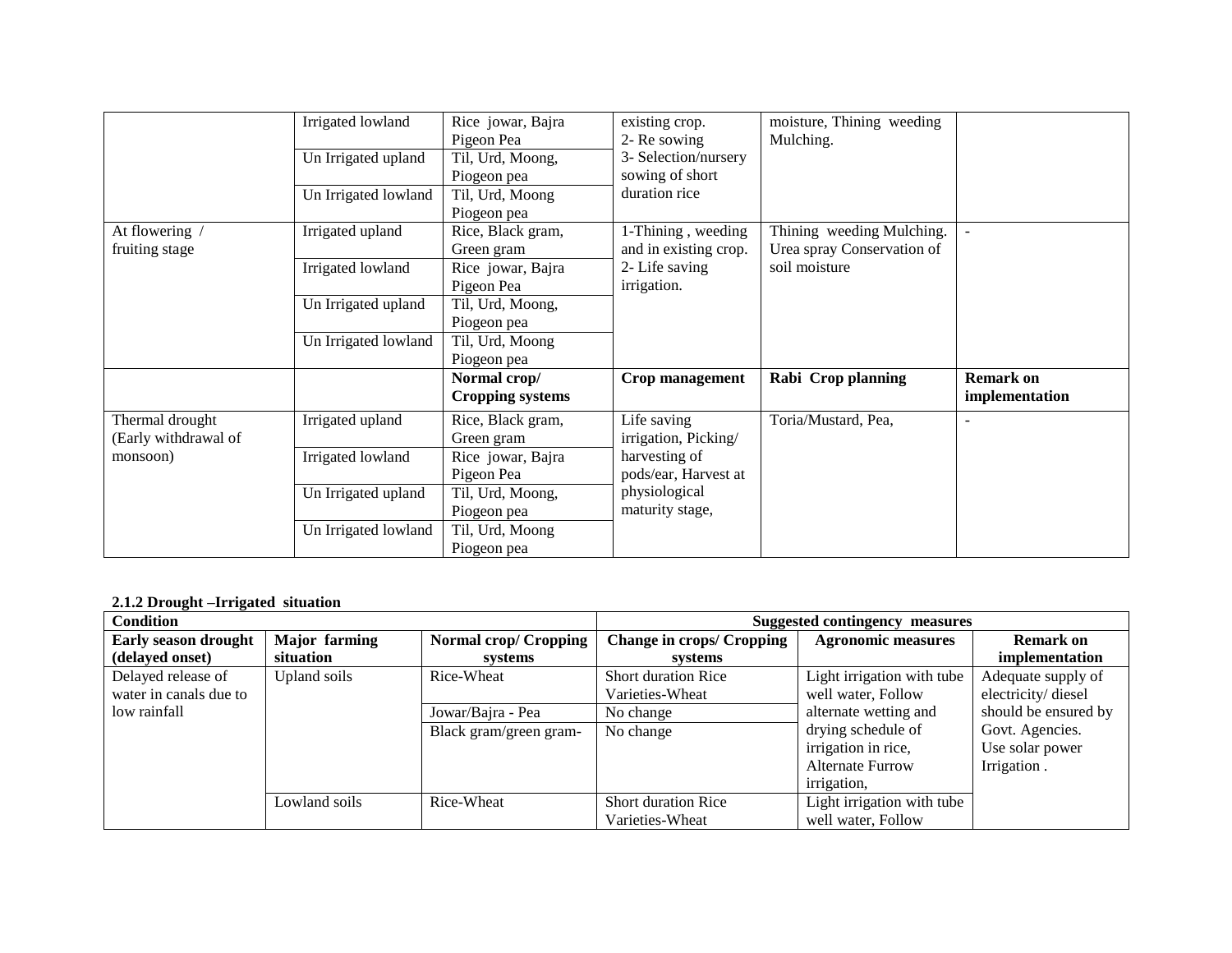| | | | | | |
|---|---|---|---|---|---|
| | Irrigated lowland | Rice jowar, Bajra Pigeon Pea | existing crop. 2- Re sowing 3- Selection/nursery sowing of short duration rice | moisture, Thining weeding Mulching. | |
| | Un Irrigated upland | Til, Urd, Moong, Piogeon pea | | | |
| | Un Irrigated lowland | Til, Urd, Moong Piogeon pea | | | |
| At flowering / fruiting stage | Irrigated upland | Rice, Black gram, Green gram | 1-Thining , weeding and in existing crop. 2- Life saving irrigation. | Thining weeding Mulching. Urea spray Conservation of soil moisture | - |
| | Irrigated lowland | Rice jowar, Bajra Pigeon Pea | | | |
| | Un Irrigated upland | Til, Urd, Moong, Piogeon pea | | | |
| | Un Irrigated lowland | Til, Urd, Moong Piogeon pea | | | |
| | | **Normal crop/ Cropping systems** | **Crop management** | **Rabi Crop planning** | **Remark on implementation** |
| Thermal drought (Early withdrawal of monsoon) | Irrigated upland | Rice, Black gram, Green gram | Life saving irrigation, Picking/ harvesting of pods/ear, Harvest at physiological maturity stage, | Toria/Mustard, Pea, | - |
| | Irrigated lowland | Rice jowar, Bajra Pigeon Pea | | | |
| | Un Irrigated upland | Til, Urd, Moong, Piogeon pea | | | |
| | Un Irrigated lowland | Til, Urd, Moong Piogeon pea | | | |

**2.1.2 Drought –Irrigated situation**

| **Condition** | | | **Suggested contingency measures** | | |
|---|---|---|---|---|---|
| **Early season drought (delayed onset)** | **Major farming situation** | **Normal crop/ Cropping systems** | **Change in crops/ Cropping systems** | **Agronomic measures** | **Remark on implementation** |
| Delayed release of water in canals due to low rainfall | Upland soils | Rice-Wheat | Short duration Rice Varieties-Wheat | Light irrigation with tube well water, Follow alternate wetting and drying schedule of irrigation in rice, Alternate Furrow irrigation, | Adequate supply of electricity/ diesel should be ensured by Govt. Agencies. Use solar power Irrigation . |
| | | Jowar/Bajra - Pea | No change | | |
| | | Black gram/green gram- | No change | | |
| | Lowland soils | Rice-Wheat | Short duration Rice Varieties-Wheat | Light irrigation with tube well water, Follow | |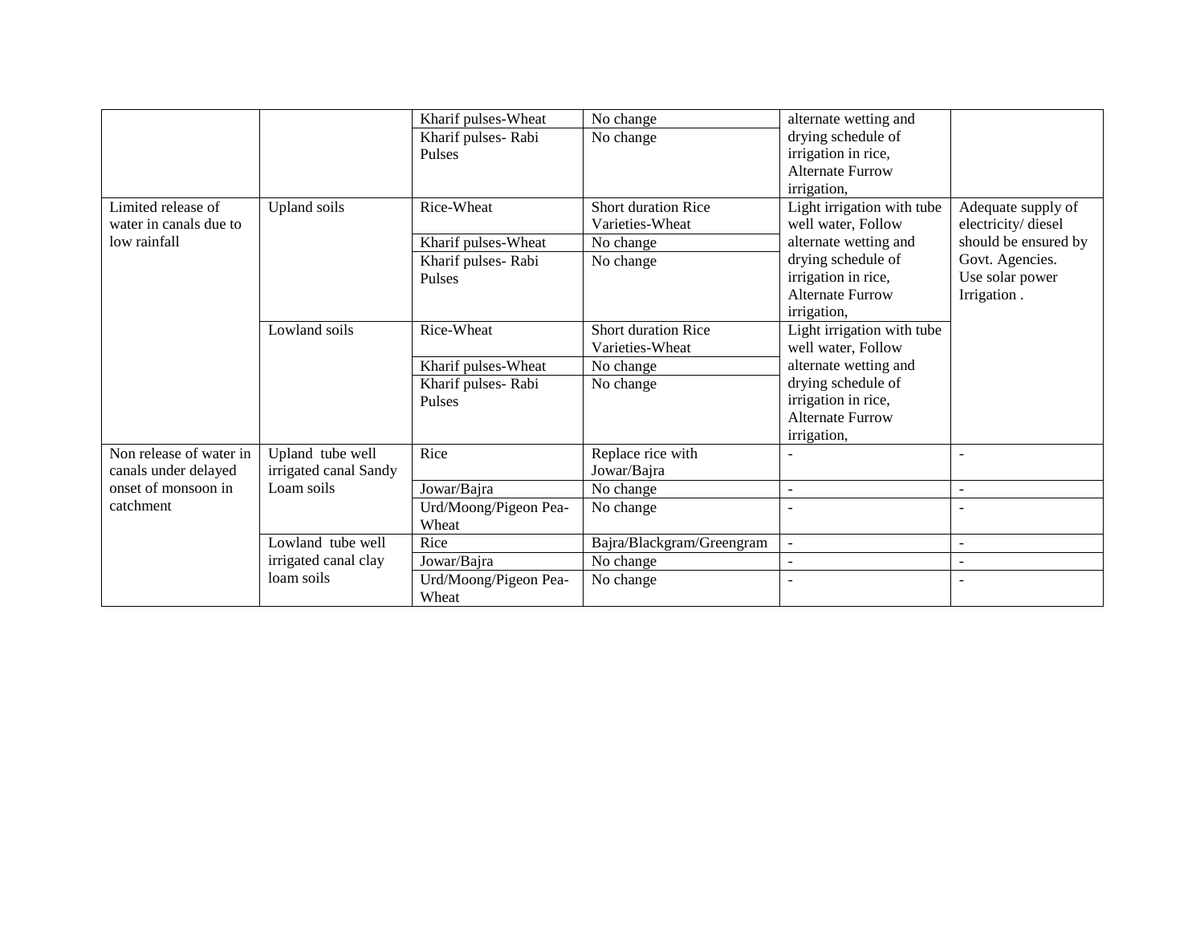| | | | | | |
|---|---|---|---|---|---|
| | | Kharif pulses-Wheat | No change | alternate wetting and drying schedule of irrigation in rice, Alternate Furrow irrigation, | |
| | | Kharif pulses- Rabi Pulses | No change | | |
| Limited release of water in canals due to low rainfall | Upland soils | Rice-Wheat | Short duration Rice Varieties-Wheat | Light irrigation with tube well water, Follow alternate wetting and drying schedule of irrigation in rice, Alternate Furrow irrigation, | Adequate supply of electricity/ diesel should be ensured by Govt. Agencies. Use solar power Irrigation . |
| | | Kharif pulses-Wheat | No change | | |
| | | Kharif pulses- Rabi Pulses | No change | | |
| | Lowland soils | Rice-Wheat | Short duration Rice Varieties-Wheat | Light irrigation with tube well water, Follow alternate wetting and drying schedule of irrigation in rice, Alternate Furrow irrigation, | |
| | | Kharif pulses-Wheat | No change | | |
| | | Kharif pulses- Rabi Pulses | No change | | |
| Non release of water in canals under delayed onset of monsoon in catchment | Upland tube well irrigated canal Sandy Loam soils | Rice | Replace rice with Jowar/Bajra | - | - |
| | | Jowar/Bajra | No change | - | - |
| | | Urd/Moong/Pigeon Pea-Wheat | No change | - | - |
| | Lowland tube well irrigated canal clay loam soils | Rice | Bajra/Blackgram/Greengram | - | - |
| | | Jowar/Bajra | No change | - | - |
| | | Urd/Moong/Pigeon Pea-Wheat | No change | - | - |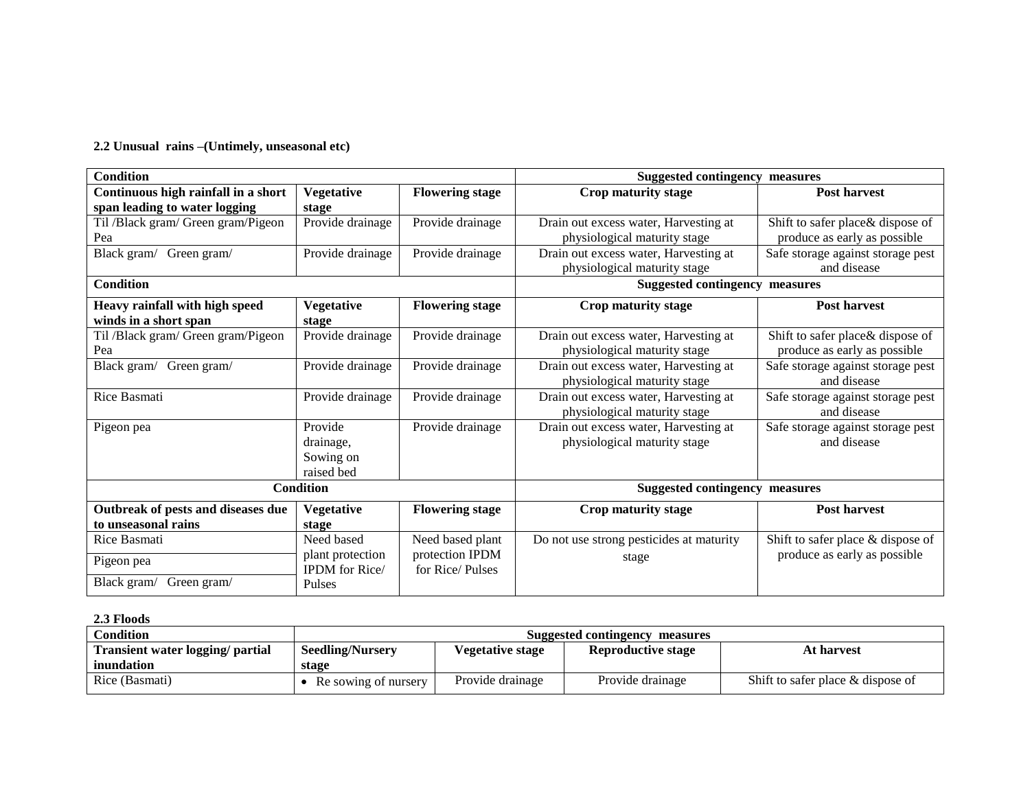**2.2 Unusual rains –(Untimely, unseasonal etc)**

| Condition | | | Suggested contingency measures | |
|---|---|---|---|---|
| **Continuous high rainfall in a short span leading to water logging** | **Vegetative stage** | **Flowering stage** | **Crop maturity stage** | **Post harvest** |
| Til /Black gram/ Green gram/Pigeon Pea | Provide drainage | Provide drainage | Drain out excess water, Harvesting at physiological maturity stage | Shift to safer place& dispose of produce as early as possible |
| Black gram/ Green gram/ | Provide drainage | Provide drainage | Drain out excess water, Harvesting at physiological maturity stage | Safe storage against storage pest and disease |
| **Condition** | | | **Suggested contingency measures** | |
| **Heavy rainfall with high speed winds in a short span** | **Vegetative stage** | **Flowering stage** | **Crop maturity stage** | **Post harvest** |
| Til /Black gram/ Green gram/Pigeon Pea | Provide drainage | Provide drainage | Drain out excess water, Harvesting at physiological maturity stage | Shift to safer place& dispose of produce as early as possible |
| Black gram/ Green gram/ | Provide drainage | Provide drainage | Drain out excess water, Harvesting at physiological maturity stage | Safe storage against storage pest and disease |
| Rice Basmati | Provide drainage | Provide drainage | Drain out excess water, Harvesting at physiological maturity stage | Safe storage against storage pest and disease |
| Pigeon pea | Provide drainage, Sowing on raised bed | Provide drainage | Drain out excess water, Harvesting at physiological maturity stage | Safe storage against storage pest and disease |
| **Condition** | | | **Suggested contingency measures** | |
| **Outbreak of pests and diseases due to unseasonal rains** | **Vegetative stage** | **Flowering stage** | **Crop maturity stage** | **Post harvest** |
| Rice Basmati | Need based plant protection IPDM for Rice/ Pulses | Need based plant protection IPDM for Rice/ Pulses | Do not use strong pesticides at maturity stage | Shift to safer place & dispose of produce as early as possible |
| Pigeon pea | | | | |
| Black gram/ Green gram/ | | | | |

**2.3 Floods**

| Condition | Suggested contingency measures | | | |
|---|---|---|---|---|
| **Transient water logging/ partial inundation** | **Seedling/Nursery stage** | **Vegetative stage** | **Reproductive stage** | **At harvest** |
| Rice (Basmati) | • Re sowing of nursery | Provide drainage | Provide drainage | Shift to safer place & dispose of |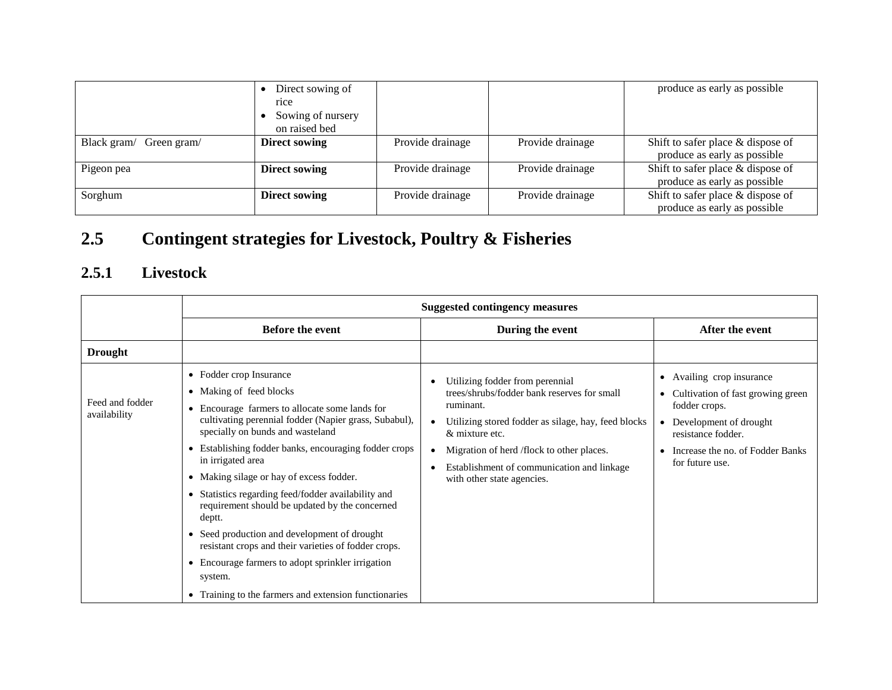| | | | | |
|---|---|---|---|---|
| | • Direct sowing of rice<br>• Sowing of nursery on raised bed | | | produce as early as possible |
| Black gram/ Green gram/ | **Direct sowing** | Provide drainage | Provide drainage | Shift to safer place & dispose of produce as early as possible |
| Pigeon pea | **Direct sowing** | Provide drainage | Provide drainage | Shift to safer place & dispose of produce as early as possible |
| Sorghum | **Direct sowing** | Provide drainage | Provide drainage | Shift to safer place & dispose of produce as early as possible |

## 2.5 Contingent strategies for Livestock, Poultry & Fisheries

### 2.5.1 Livestock

| | **Suggested contingency measures** | | |
|---|---|---|---|
| | **Before the event** | **During the event** | **After the event** |
| **Drought** | | | |
| Feed and fodder availability | • Fodder crop Insurance<br>• Making of feed blocks<br>• Encourage farmers to allocate some lands for cultivating perennial fodder (Napier grass, Subabul), specially on bunds and wasteland<br>• Establishing fodder banks, encouraging fodder crops in irrigated area<br>• Making silage or hay of excess fodder.<br>• Statistics regarding feed/fodder availability and requirement should be updated by the concerned deptt.<br>• Seed production and development of drought resistant crops and their varieties of fodder crops.<br>• Encourage farmers to adopt sprinkler irrigation system.<br>• Training to the farmers and extension functionaries | • Utilizing fodder from perennial trees/shrubs/fodder bank reserves for small ruminant.<br>• Utilizing stored fodder as silage, hay, feed blocks & mixture etc.<br>• Migration of herd /flock to other places.<br>• Establishment of communication and linkage with other state agencies. | • Availing crop insurance<br>• Cultivation of fast growing green fodder crops.<br>• Development of drought resistance fodder.<br>• Increase the no. of Fodder Banks for future use. |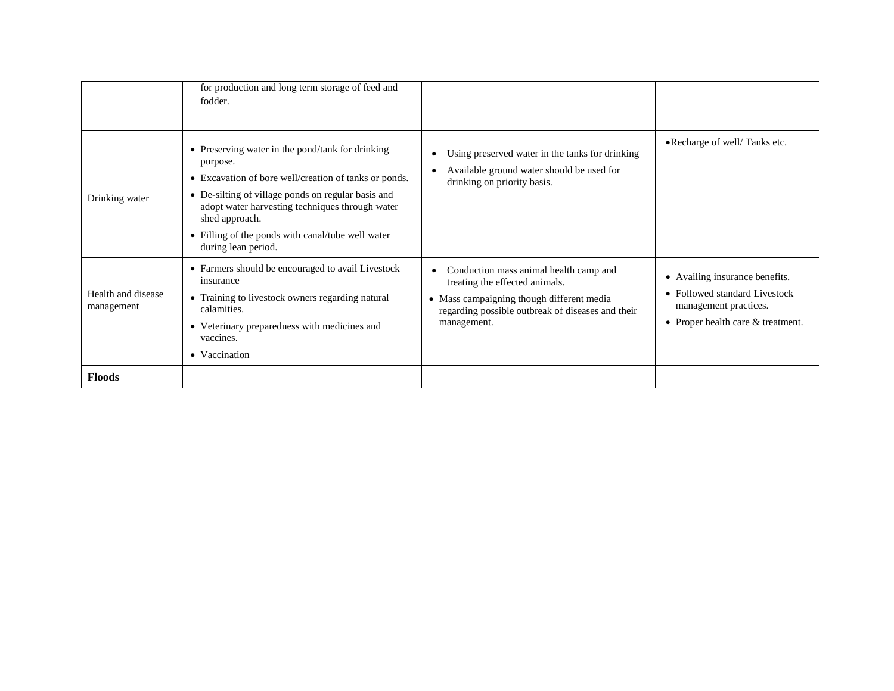| | | | |
|---|---|---|---|
| | for production and long term storage of feed and fodder. | | |
| Drinking water | • Preserving water in the pond/tank for drinking purpose.<br>• Excavation of bore well/creation of tanks or ponds.<br>• De-silting of village ponds on regular basis and adopt water harvesting techniques through water shed approach.<br>• Filling of the ponds with canal/tube well water during lean period. | • Using preserved water in the tanks for drinking<br>• Available ground water should be used for drinking on priority basis. | • Recharge of well/ Tanks etc. |
| Health and disease management | • Farmers should be encouraged to avail Livestock insurance<br>• Training to livestock owners regarding natural calamities.<br>• Veterinary preparedness with medicines and vaccines.<br>• Vaccination | • Conduction mass animal health camp and treating the effected animals.<br>• Mass campaigning though different media regarding possible outbreak of diseases and their management. | • Availing insurance benefits.<br>• Followed standard Livestock management practices.<br>• Proper health care & treatment. |
| **Floods** | | | |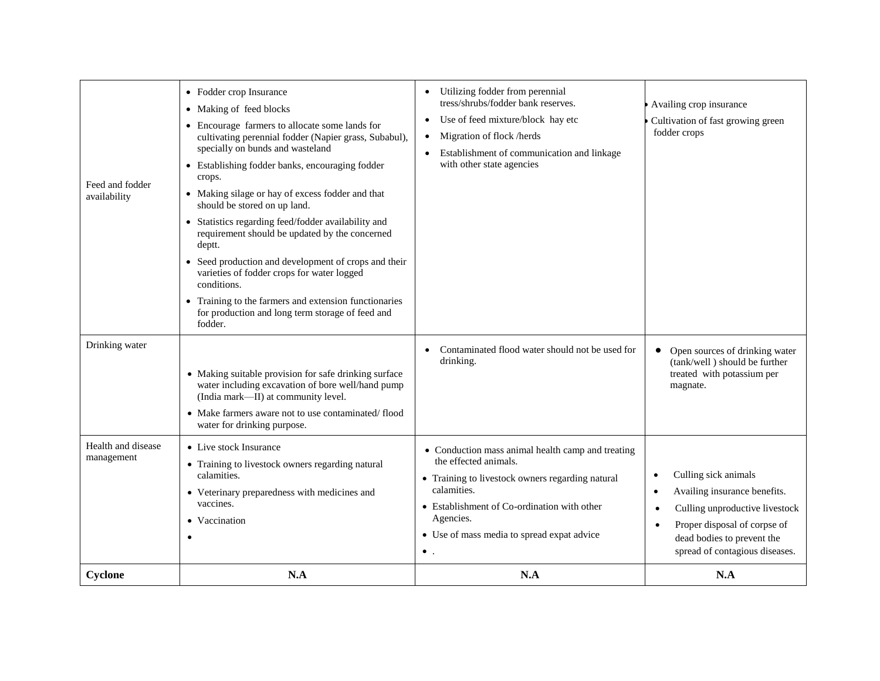| | | | |
|---|---|---|---|
| Feed and fodder availability | • Fodder crop Insurance<br>• Making of feed blocks<br>• Encourage farmers to allocate some lands for cultivating perennial fodder (Napier grass, Subabul), specially on bunds and wasteland<br>• Establishing fodder banks, encouraging fodder crops.<br>• Making silage or hay of excess fodder and that should be stored on up land.<br>• Statistics regarding feed/fodder availability and requirement should be updated by the concerned deptt.<br>• Seed production and development of crops and their varieties of fodder crops for water logged conditions.<br>• Training to the farmers and extension functionaries for production and long term storage of feed and fodder. | • Utilizing fodder from perennial tress/shrubs/fodder bank reserves.<br>• Use of feed mixture/block hay etc<br>• Migration of flock /herds<br>• Establishment of communication and linkage with other state agencies | • Availing crop insurance<br>• Cultivation of fast growing green fodder crops |
| Drinking water | • Making suitable provision for safe drinking surface water including excavation of bore well/hand pump (India mark—II) at community level.<br>• Make farmers aware not to use contaminated/ flood water for drinking purpose. | • Contaminated flood water should not be used for drinking. | • Open sources of drinking water (tank/well ) should be further treated with potassium per magnate. |
| Health and disease management | • Live stock Insurance<br>• Training to livestock owners regarding natural calamities.<br>• Veterinary preparedness with medicines and vaccines.<br>• Vaccination<br>• | • Conduction mass animal health camp and treating the effected animals.<br>• Training to livestock owners regarding natural calamities.<br>• Establishment of Co-ordination with other Agencies.<br>• Use of mass media to spread expat advice<br>• . | • Culling sick animals<br>• Availing insurance benefits.<br>• Culling unproductive livestock<br>• Proper disposal of corpse of dead bodies to prevent the spread of contagious diseases. |
| **Cyclone** | **N.A** | **N.A** | **N.A** |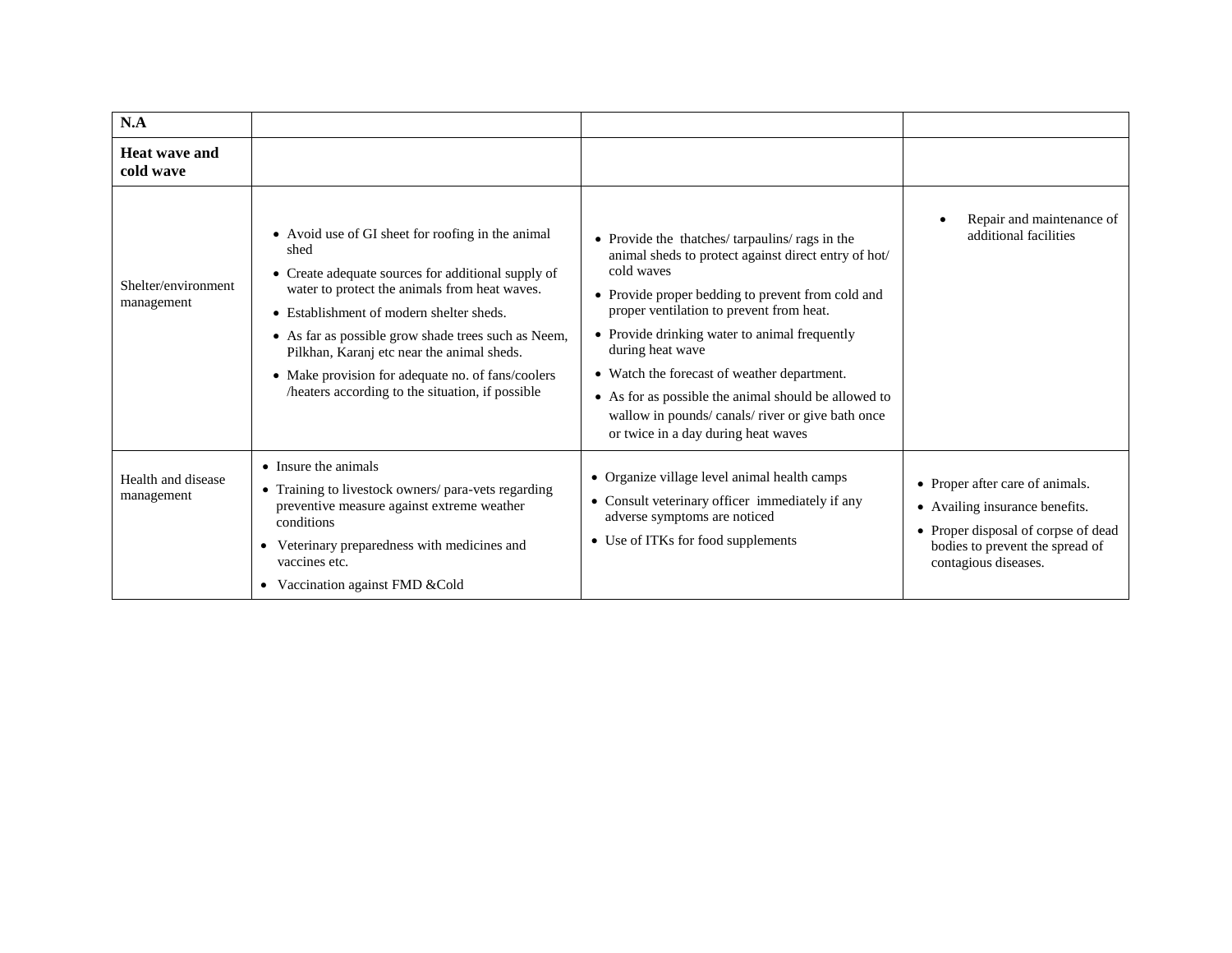| **N.A** | | | |
|---|---|---|---|
| **Heat wave and cold wave** | | | |
| Shelter/environment management | • Avoid use of GI sheet for roofing in the animal shed<br>• Create adequate sources for additional supply of water to protect the animals from heat waves.<br>• Establishment of modern shelter sheds.<br>• As far as possible grow shade trees such as Neem, Pilkhan, Karanj etc near the animal sheds.<br>• Make provision for adequate no. of fans/coolers /heaters according to the situation, if possible | • Provide the thatches/ tarpaulins/ rags in the animal sheds to protect against direct entry of hot/ cold waves<br>• Provide proper bedding to prevent from cold and proper ventilation to prevent from heat.<br>• Provide drinking water to animal frequently during heat wave<br>• Watch the forecast of weather department.<br>• As for as possible the animal should be allowed to wallow in pounds/ canals/ river or give bath once or twice in a day during heat waves | • Repair and maintenance of additional facilities |
| Health and disease management | • Insure the animals<br>• Training to livestock owners/ para-vets regarding preventive measure against extreme weather conditions<br>• Veterinary preparedness with medicines and vaccines etc.<br>• Vaccination against FMD &Cold | • Organize village level animal health camps<br>• Consult veterinary officer immediately if any adverse symptoms are noticed<br>• Use of ITKs for food supplements | • Proper after care of animals.<br>• Availing insurance benefits.<br>• Proper disposal of corpse of dead bodies to prevent the spread of contagious diseases. |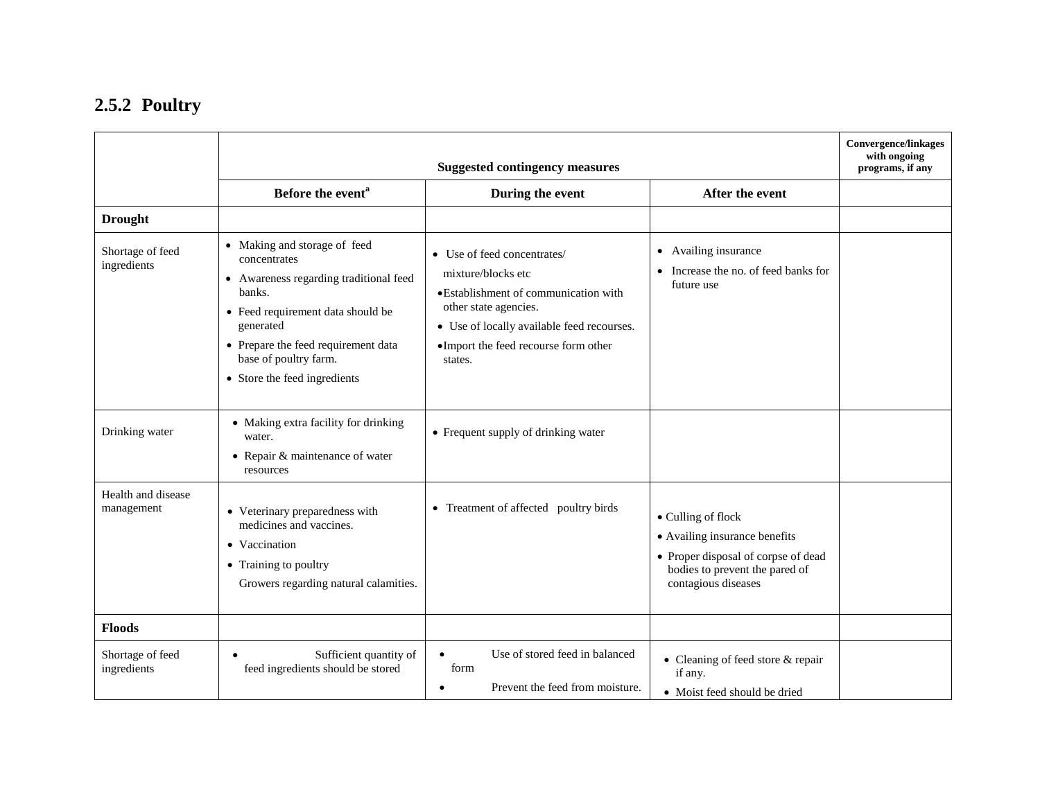## 2.5.2 Poultry

| | Suggested contingency measures | | | Convergence/linkages with ongoing programs, if any |
|---|---|---|---|---|
| | Before the event[a] | During the event | After the event | |
| **Drought** | | | | |
| Shortage of feed ingredients | • Making and storage of feed concentrates<br>• Awareness regarding traditional feed banks.<br>• Feed requirement data should be generated<br>• Prepare the feed requirement data base of poultry farm.<br>• Store the feed ingredients | • Use of feed concentrates/ mixture/blocks etc<br>• Establishment of communication with other state agencies.<br>• Use of locally available feed recourses.<br>• Import the feed recourse form other states. | • Availing insurance<br>• Increase the no. of feed banks for future use | |
| Drinking water | • Making extra facility for drinking water.<br>• Repair & maintenance of water resources | • Frequent supply of drinking water | | |
| Health and disease management | • Veterinary preparedness with medicines and vaccines.<br>• Vaccination<br>• Training to poultry Growers regarding natural calamities. | • Treatment of affected poultry birds | • Culling of flock<br>• Availing insurance benefits<br>• Proper disposal of corpse of dead bodies to prevent the pared of contagious diseases | |
| **Floods** | | | | |
| Shortage of feed ingredients | • Sufficient quantity of feed ingredients should be stored | • Use of stored feed in balanced form<br>• Prevent the feed from moisture. | • Cleaning of feed store & repair if any.<br>• Moist feed should be dried | |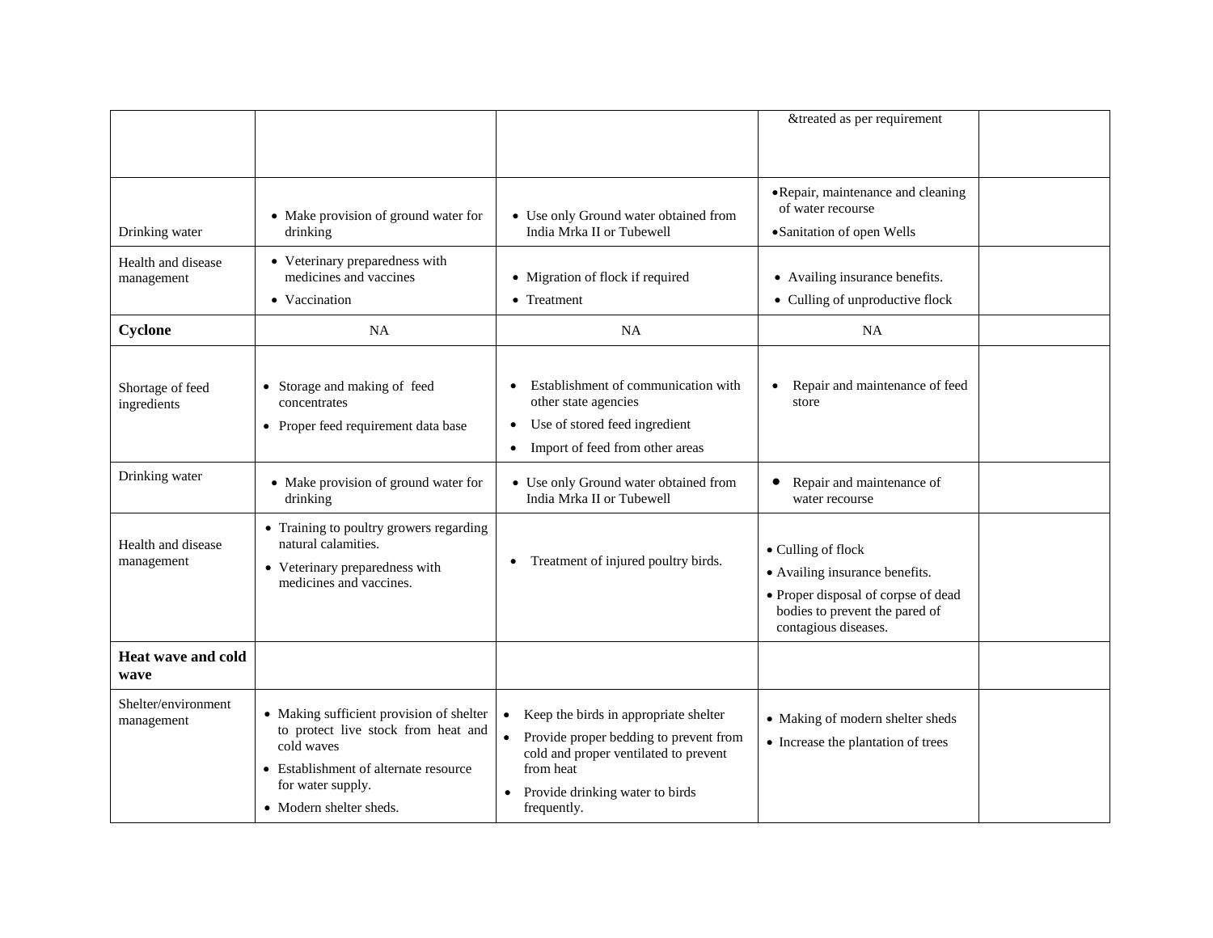| | | | | |
|---|---|---|---|---|
| | | | &treated as per requirement | |
| Drinking water | • Make provision of ground water for drinking | • Use only Ground water obtained from India Mrka II or Tubewell | • Repair, maintenance and cleaning of water recourse<br>• Sanitation of open Wells | |
| Health and disease management | • Veterinary preparedness with medicines and vaccines<br>• Vaccination | • Migration of flock if required<br>• Treatment | • Availing insurance benefits.<br>• Culling of unproductive flock | |
| **Cyclone** | NA | NA | NA | |
| Shortage of feed ingredients | • Storage and making of feed concentrates<br>• Proper feed requirement data base | • Establishment of communication with other state agencies<br>• Use of stored feed ingredient<br>• Import of feed from other areas | • Repair and maintenance of feed store | |
| Drinking water | • Make provision of ground water for drinking | • Use only Ground water obtained from India Mrka II or Tubewell | • Repair and maintenance of water recourse | |
| Health and disease management | • Training to poultry growers regarding natural calamities.<br>• Veterinary preparedness with medicines and vaccines. | • Treatment of injured poultry birds. | • Culling of flock<br>• Availing insurance benefits.<br>• Proper disposal of corpse of dead bodies to prevent the pared of contagious diseases. | |
| **Heat wave and cold wave** | | | | |
| Shelter/environment management | • Making sufficient provision of shelter to protect live stock from heat and cold waves<br>• Establishment of alternate resource for water supply.<br>• Modern shelter sheds. | • Keep the birds in appropriate shelter<br>• Provide proper bedding to prevent from cold and proper ventilated to prevent from heat<br>• Provide drinking water to birds frequently. | • Making of modern shelter sheds<br>• Increase the plantation of trees | |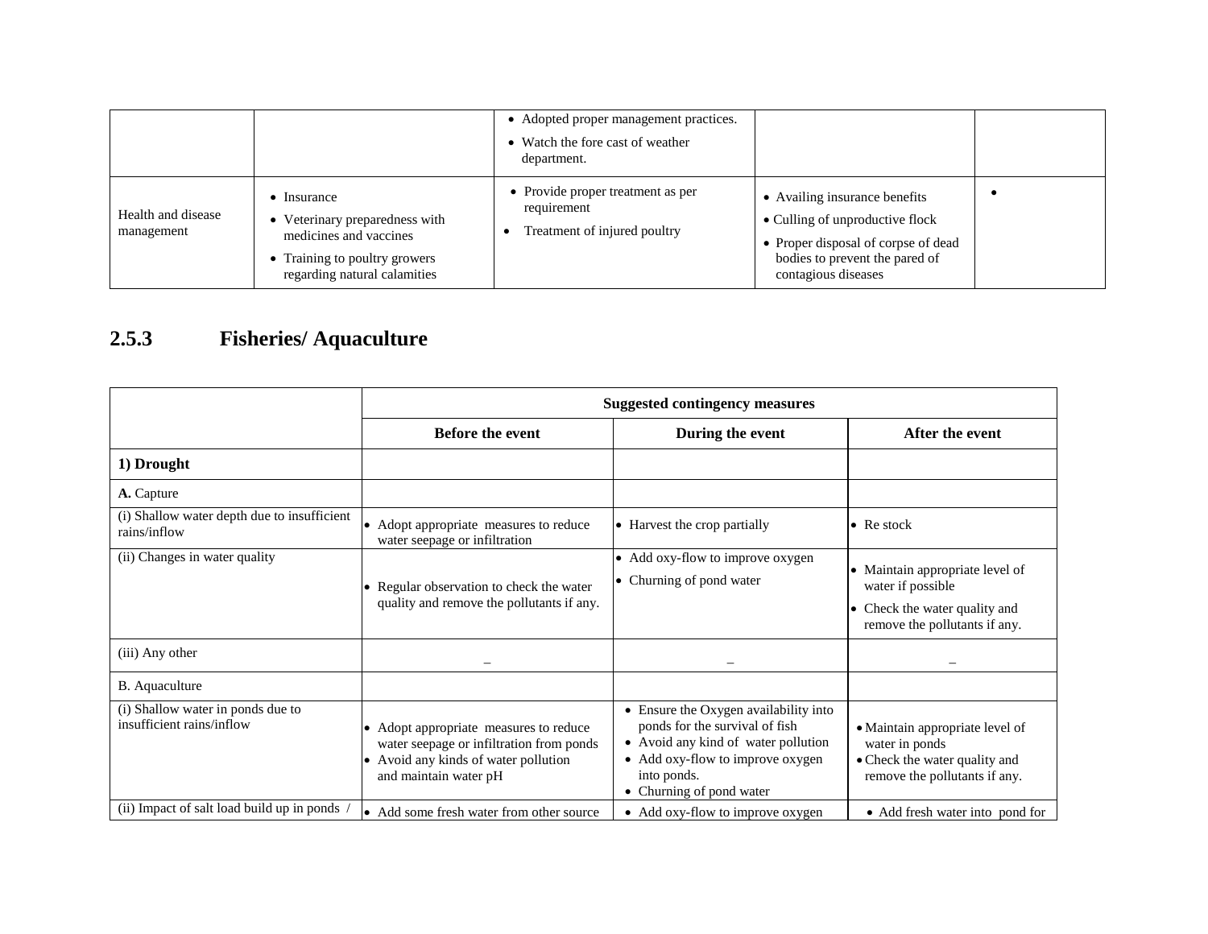| | | | | |
|---|---|---|---|---|
| | | • Adopted proper management practices.<br>• Watch the fore cast of weather department. | | |
| Health and disease management | • Insurance<br>• Veterinary preparedness with medicines and vaccines<br>• Training to poultry growers regarding natural calamities | • Provide proper treatment as per requirement<br>• Treatment of injured poultry | • Availing insurance benefits<br>• Culling of unproductive flock<br>• Proper disposal of corpse of dead bodies to prevent the pared of contagious diseases | • |

## 2.5.3 Fisheries/ Aquaculture

| | Suggested contingency measures | | |
|---|---|---|---|
| | **Before the event** | **During the event** | **After the event** |
| **1) Drought** | | | |
| **A.** Capture | | | |
| (i) Shallow water depth due to insufficient rains/inflow | • Adopt appropriate measures to reduce water seepage or infiltration | • Harvest the crop partially | • Re stock |
| (ii) Changes in water quality | • Regular observation to check the water quality and remove the pollutants if any. | • Add oxy-flow to improve oxygen<br>• Churning of pond water | • Maintain appropriate level of water if possible<br>• Check the water quality and remove the pollutants if any. |
| (iii) Any other | – | – | – |
| B. Aquaculture | | | |
| (i) Shallow water in ponds due to insufficient rains/inflow | • Adopt appropriate measures to reduce water seepage or infiltration from ponds<br>• Avoid any kinds of water pollution and maintain water pH | • Ensure the Oxygen availability into ponds for the survival of fish<br>• Avoid any kind of water pollution<br>• Add oxy-flow to improve oxygen into ponds.<br>• Churning of pond water | • Maintain appropriate level of water in ponds<br>• Check the water quality and remove the pollutants if any. |
| (ii) Impact of salt load build up in ponds / | • Add some fresh water from other source | • Add oxy-flow to improve oxygen | • Add fresh water into pond for |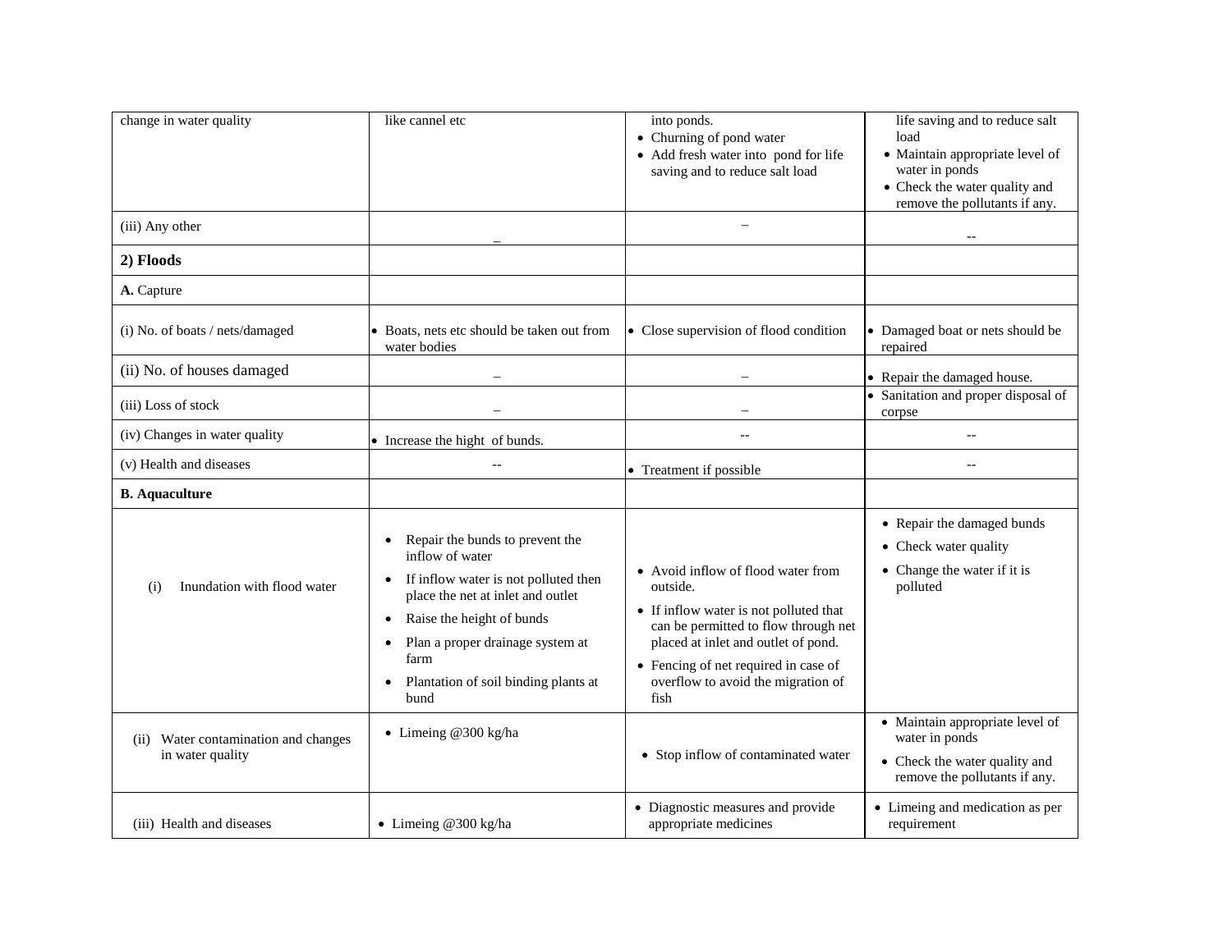| | | | |
|---|---|---|---|
| change in water quality | like cannel etc | into ponds.<br>• Churning of pond water<br>• Add fresh water into pond for life saving and to reduce salt load | life saving and to reduce salt load<br>• Maintain appropriate level of water in ponds<br>• Check the water quality and remove the pollutants if any. |
| (iii) Any other | – | – | -- |
| **2) Floods** | | | |
| **A.** Capture | | | |
| (i) No. of boats / nets/damaged | • Boats, nets etc should be taken out from water bodies | • Close supervision of flood condition | • Damaged boat or nets should be repaired |
| (ii) No. of houses damaged | – | – | • Repair the damaged house. |
| (iii) Loss of stock | – | – | • Sanitation and proper disposal of corpse |
| (iv) Changes in water quality | • Increase the hight of bunds. | -- | -- |
| (v) Health and diseases | -- | • Treatment if possible | -- |
| **B. Aquaculture** | | | |
| (i) Inundation with flood water | • Repair the bunds to prevent the inflow of water<br>• If inflow water is not polluted then place the net at inlet and outlet<br>• Raise the height of bunds<br>• Plan a proper drainage system at farm<br>• Plantation of soil binding plants at bund | • Avoid inflow of flood water from outside.<br>• If inflow water is not polluted that can be permitted to flow through net placed at inlet and outlet of pond.<br>• Fencing of net required in case of overflow to avoid the migration of fish | • Repair the damaged bunds<br>• Check water quality<br>• Change the water if it is polluted |
| (ii) Water contamination and changes in water quality | • Limeing @300 kg/ha | • Stop inflow of contaminated water | • Maintain appropriate level of water in ponds<br>• Check the water quality and remove the pollutants if any. |
| (iii) Health and diseases | • Limeing @300 kg/ha | • Diagnostic measures and provide appropriate medicines | • Limeing and medication as per requirement |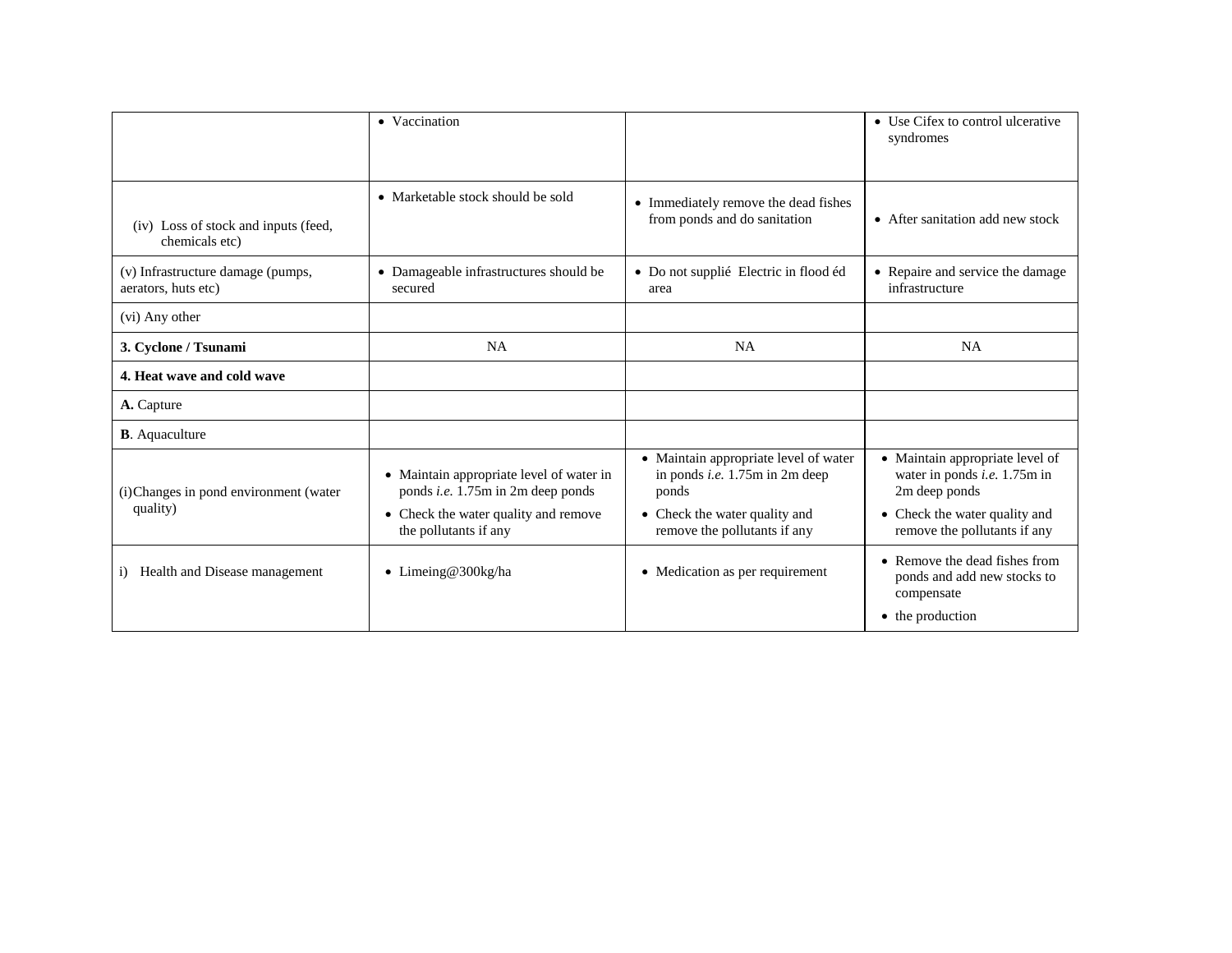| | | | |
|---|---|---|---|
| | • Vaccination | | • Use Cifex to control ulcerative syndromes |
| (iv) Loss of stock and inputs (feed, chemicals etc) | • Marketable stock should be sold | • Immediately remove the dead fishes from ponds and do sanitation | • After sanitation add new stock |
| (v) Infrastructure damage (pumps, aerators, huts etc) | • Damageable infrastructures should be secured | • Do not supplié Electric in flood éd area | • Repaire and service the damage infrastructure |
| (vi) Any other | | | |
| **3. Cyclone / Tsunami** | NA | NA | NA |
| **4. Heat wave and cold wave** | | | |
| **A.** Capture | | | |
| **B**. Aquaculture | | | |
| (i)Changes in pond environment (water quality) | • Maintain appropriate level of water in ponds *i.e.* 1.75m in 2m deep ponds<br>• Check the water quality and remove the pollutants if any | • Maintain appropriate level of water in ponds *i.e.* 1.75m in 2m deep ponds<br>• Check the water quality and remove the pollutants if any | • Maintain appropriate level of water in ponds *i.e.* 1.75m in 2m deep ponds<br>• Check the water quality and remove the pollutants if any |
| i) Health and Disease management | • Limeing@300kg/ha | • Medication as per requirement | • Remove the dead fishes from ponds and add new stocks to compensate<br>• the production |